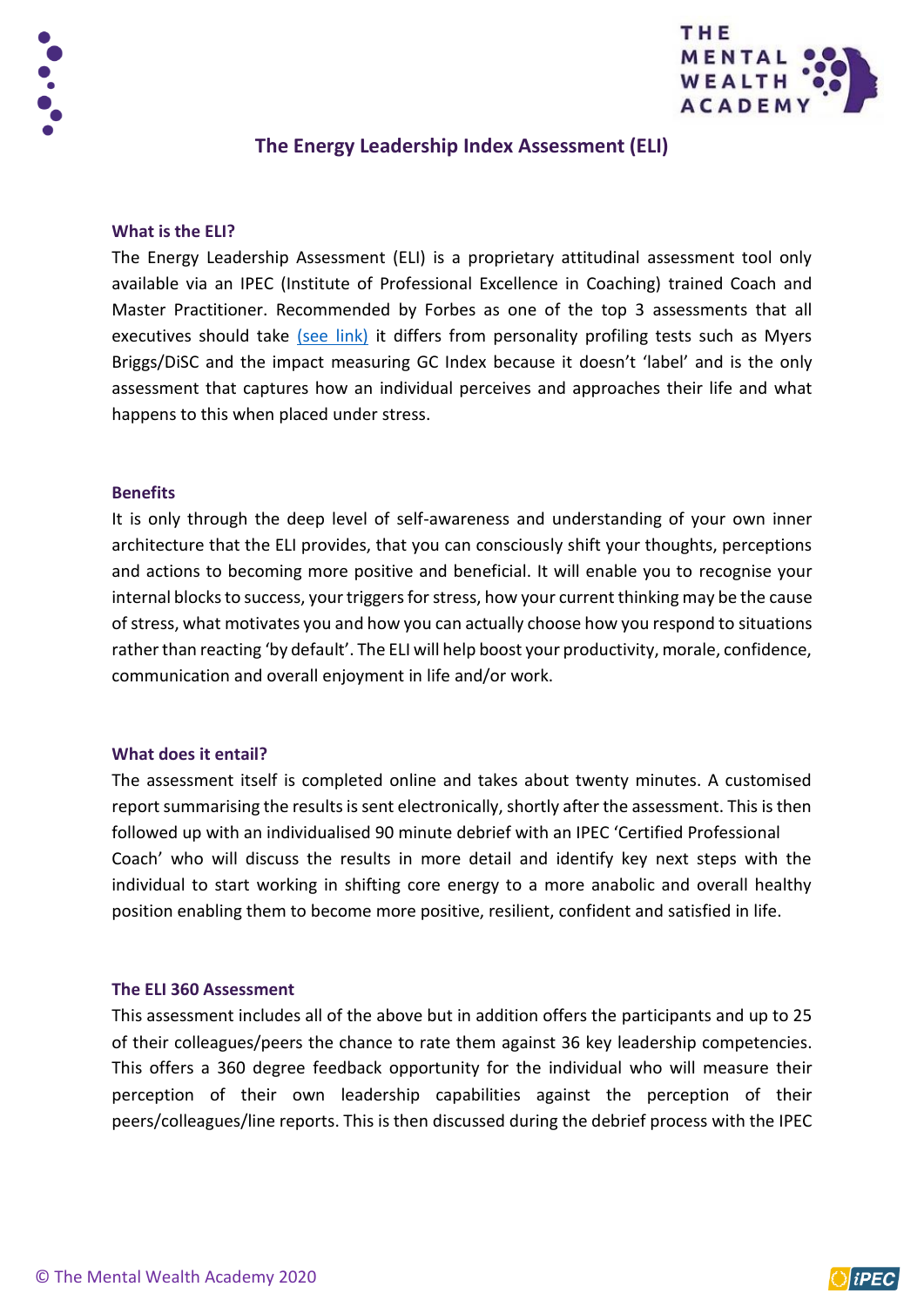# The Energy Leadership Index Assessment (ELI)

## What is the ELI?

The Energy Leadership Assessment (ELI) is a proprietary attitudinal assessment tool only available via an IPEC (Institute of Professional Excellence in Coaching) trained Coach and Master Practitioner. Recommended by Forbes as one of the top 3 assessments that all executives should take (see link) it differs from personality profiling tests such as Myers Briggs/DiSC and the impact measuring GC Index because it doesn't 'label' and is the only assessment that captures how an individual perceives and approaches their life and what happens to this when placed under stress.

## Benefits

It is only through the deep level of self-awareness and understanding of your own inner architecture that the ELI provides, that you can consciously shift your thoughts, perceptions and actions to becoming more positive and beneficial. It will enable you to recognise your internal blocks to success, your triggers for stress, how your current thinking may be the cause of stress, what motivates you and how you can actually choose how you respond to situations rather than reacting 'by default'. The ELI will help boost your productivity, morale, confidence, communication and overall enjoyment in life and/or work.

## What does it entail?

The assessment itself is completed online and takes about twenty minutes. A customised report summarising the results is sent electronically, shortly after the assessment. This is then followed up with an individualised 90 minute debrief with an IPEC 'Certified Professional Coach' who will discuss the results in more detail and identify key next steps with the individual to start working in shifting core energy to a more anabolic and overall healthy position enabling them to become more positive, resilient, confident and satisfied in life.

## The ELI 360 Assessment

This assessment includes all of the above but in addition offers the participants and up to 25 of their colleagues/peers the chance to rate them against 36 key leadership competencies. This offers a 360 degree feedback opportunity for the individual who will measure their perception of their own leadership capabilities against the perception of their peers/colleagues/line reports. This is then discussed during the debrief process with the IPEC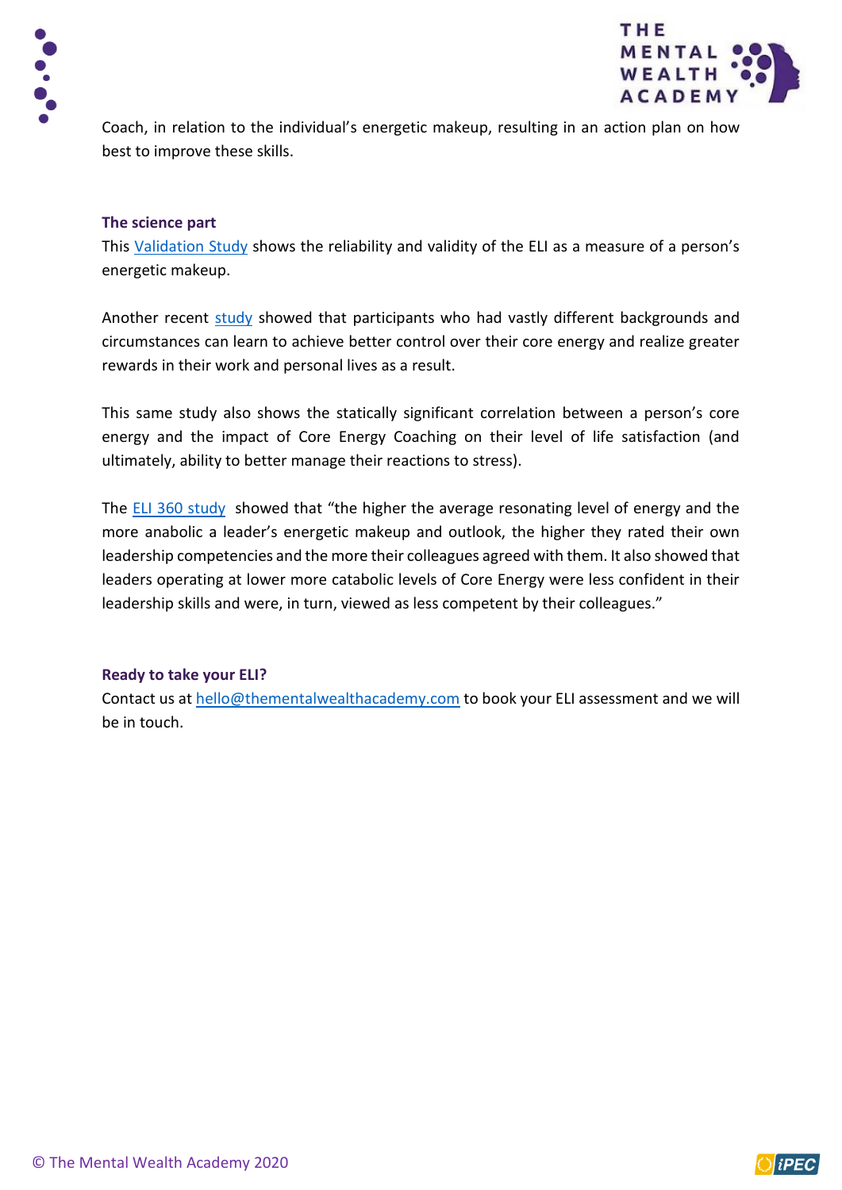Coach, in relation to the individual's energetic makeup, resulting in an action plan on how best to improve these skills.

### The science part

This Validation Study shows the reliability and validity of the ELI as a measure of a person's energetic makeup.

Another recent study showed that participants who had vastly different backgrounds and circumstances can learn to achieve better control over their core energy and realize greater rewards in their work and personal lives as a result.

This same study also shows the statically significant correlation between a person's core energy and the impact of Core Energy Coaching on their level of life satisfaction (and ultimately, ability to better manage their reactions to stress).

The ELI 360 study showed that "the higher the average resonating level of energy and the more anabolic a leader's energetic makeup and outlook, the higher they rated their own leadership competencies and the more their colleagues agreed with them. It also showed that leaders operating at lower more catabolic levels of Core Energy were less confident in their leadership skills and were, in turn, viewed as less competent by their colleagues."

### Ready to take your ELI?

Contact us at hello@thementalwealthacademy.com to book your ELI assessment and we will be in touch.